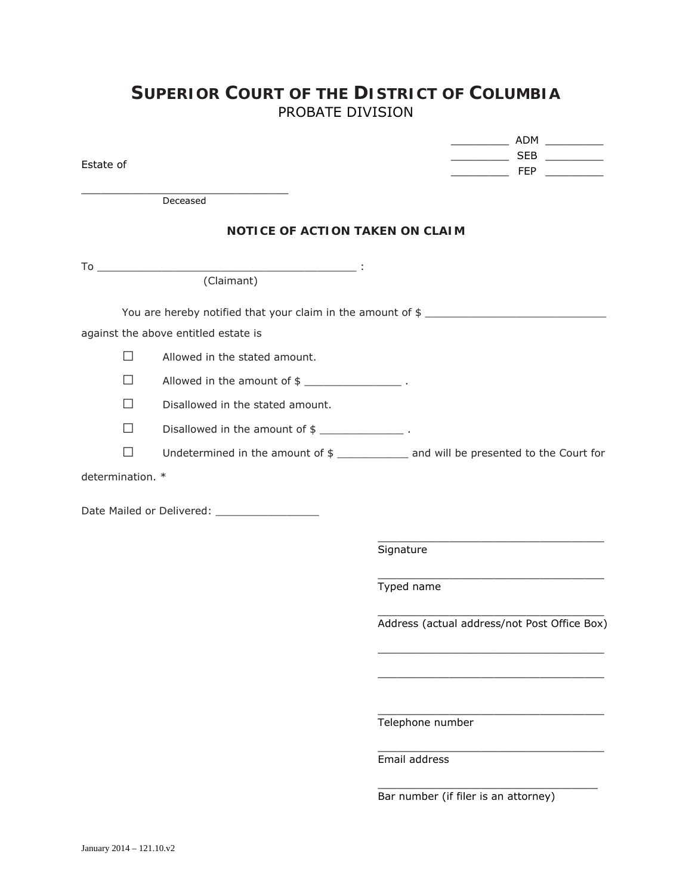# SUPERIOR COURT OF THE DISTRICT OF COLUMBIA
## PROBATE DIVISION

_________ ADM _________
_________ SEB _________
_________ FEP _________

Estate of

________________________________
Deceased

### NOTICE OF ACTION TAKEN ON CLAIM

To ________________________________________ :
(Claimant)

You are hereby notified that your claim in the amount of $ ____________________________ against the above entitled estate is

☐ Allowed in the stated amount.

☐ Allowed in the amount of $ _______________ .

☐ Disallowed in the stated amount.

☐ Disallowed in the amount of $ _____________ .

☐ Undetermined in the amount of $ ___________ and will be presented to the Court for determination. *

Date Mailed or Delivered: ________________

___________________________________
Signature

___________________________________
Typed name

___________________________________
Address (actual address/not Post Office Box)

___________________________________

___________________________________

___________________________________
Telephone number

___________________________________
Email address

___________________________________
Bar number (if filer is an attorney)

January 2014 – 121.10.v2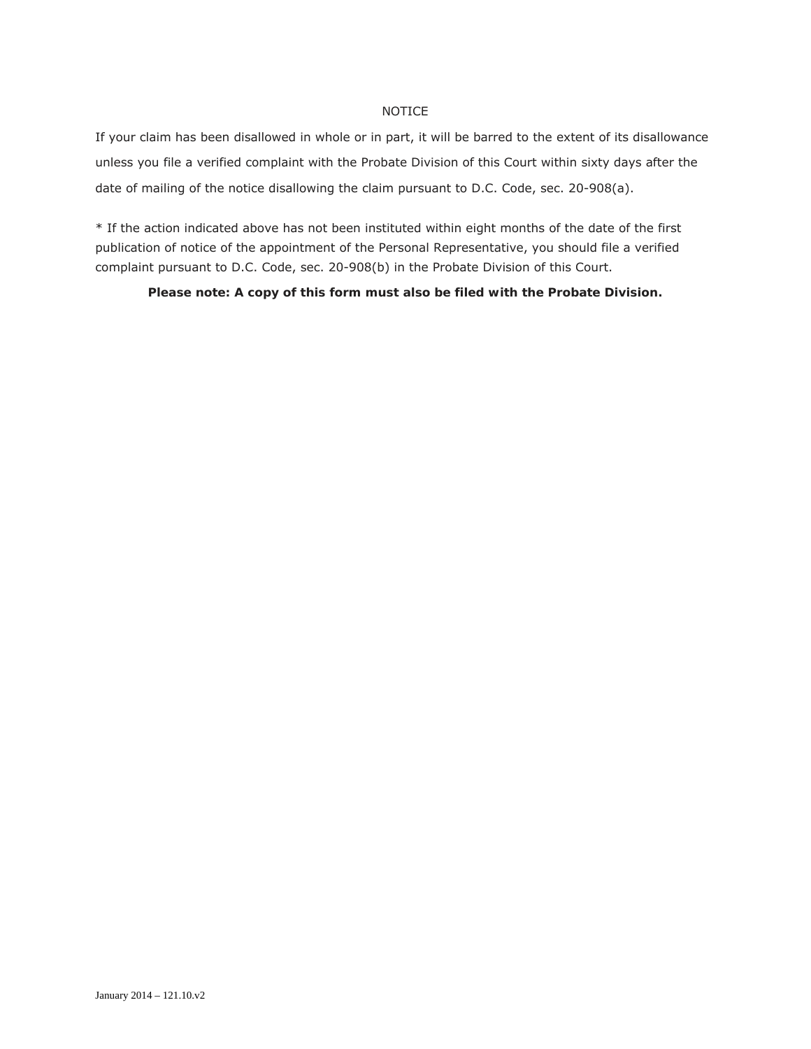NOTICE

If your claim has been disallowed in whole or in part, it will be barred to the extent of its disallowance unless you file a verified complaint with the Probate Division of this Court within sixty days after the date of mailing of the notice disallowing the claim pursuant to D.C. Code, sec. 20-908(a).

* If the action indicated above has not been instituted within eight months of the date of the first publication of notice of the appointment of the Personal Representative, you should file a verified complaint pursuant to D.C. Code, sec. 20-908(b) in the Probate Division of this Court.

**Please note: A copy of this form must also be filed with the Probate Division.**

January 2014 – 121.10.v2